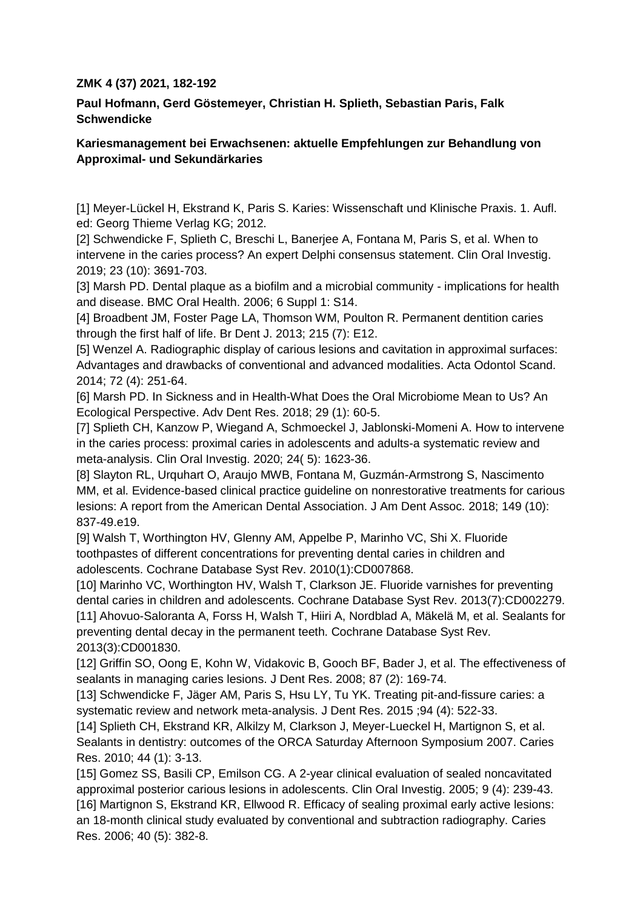**ZMK 4 (37) 2021, 182-192**

**Paul Hofmann, Gerd Göstemeyer, Christian H. Splieth, Sebastian Paris, Falk Schwendicke**

**Kariesmanagement bei Erwachsenen: aktuelle Empfehlungen zur Behandlung von Approximal- und Sekundärkaries**

[1] Meyer-Lückel H, Ekstrand K, Paris S. Karies: Wissenschaft und Klinische Praxis. 1. Aufl. ed: Georg Thieme Verlag KG; 2012.
[2] Schwendicke F, Splieth C, Breschi L, Banerjee A, Fontana M, Paris S, et al. When to intervene in the caries process? An expert Delphi consensus statement. Clin Oral Investig. 2019; 23 (10): 3691-703.
[3] Marsh PD. Dental plaque as a biofilm and a microbial community - implications for health and disease. BMC Oral Health. 2006; 6 Suppl 1: S14.
[4] Broadbent JM, Foster Page LA, Thomson WM, Poulton R. Permanent dentition caries through the first half of life. Br Dent J. 2013; 215 (7): E12.
[5] Wenzel A. Radiographic display of carious lesions and cavitation in approximal surfaces: Advantages and drawbacks of conventional and advanced modalities. Acta Odontol Scand. 2014; 72 (4): 251-64.
[6] Marsh PD. In Sickness and in Health-What Does the Oral Microbiome Mean to Us? An Ecological Perspective. Adv Dent Res. 2018; 29 (1): 60-5.
[7] Splieth CH, Kanzow P, Wiegand A, Schmoeckel J, Jablonski-Momeni A. How to intervene in the caries process: proximal caries in adolescents and adults-a systematic review and meta-analysis. Clin Oral Investig. 2020; 24( 5): 1623-36.
[8] Slayton RL, Urquhart O, Araujo MWB, Fontana M, Guzmán-Armstrong S, Nascimento MM, et al. Evidence-based clinical practice guideline on nonrestorative treatments for carious lesions: A report from the American Dental Association. J Am Dent Assoc. 2018; 149 (10): 837-49.e19.
[9] Walsh T, Worthington HV, Glenny AM, Appelbe P, Marinho VC, Shi X. Fluoride toothpastes of different concentrations for preventing dental caries in children and adolescents. Cochrane Database Syst Rev. 2010(1):CD007868.
[10] Marinho VC, Worthington HV, Walsh T, Clarkson JE. Fluoride varnishes for preventing dental caries in children and adolescents. Cochrane Database Syst Rev. 2013(7):CD002279.
[11] Ahovuo-Saloranta A, Forss H, Walsh T, Hiiri A, Nordblad A, Mäkelä M, et al. Sealants for preventing dental decay in the permanent teeth. Cochrane Database Syst Rev. 2013(3):CD001830.
[12] Griffin SO, Oong E, Kohn W, Vidakovic B, Gooch BF, Bader J, et al. The effectiveness of sealants in managing caries lesions. J Dent Res. 2008; 87 (2): 169-74.
[13] Schwendicke F, Jäger AM, Paris S, Hsu LY, Tu YK. Treating pit-and-fissure caries: a systematic review and network meta-analysis. J Dent Res. 2015 ;94 (4): 522-33.
[14] Splieth CH, Ekstrand KR, Alkilzy M, Clarkson J, Meyer-Lueckel H, Martignon S, et al. Sealants in dentistry: outcomes of the ORCA Saturday Afternoon Symposium 2007. Caries Res. 2010; 44 (1): 3-13.
[15] Gomez SS, Basili CP, Emilson CG. A 2-year clinical evaluation of sealed noncavitated approximal posterior carious lesions in adolescents. Clin Oral Investig. 2005; 9 (4): 239-43.
[16] Martignon S, Ekstrand KR, Ellwood R. Efficacy of sealing proximal early active lesions: an 18-month clinical study evaluated by conventional and subtraction radiography. Caries Res. 2006; 40 (5): 382-8.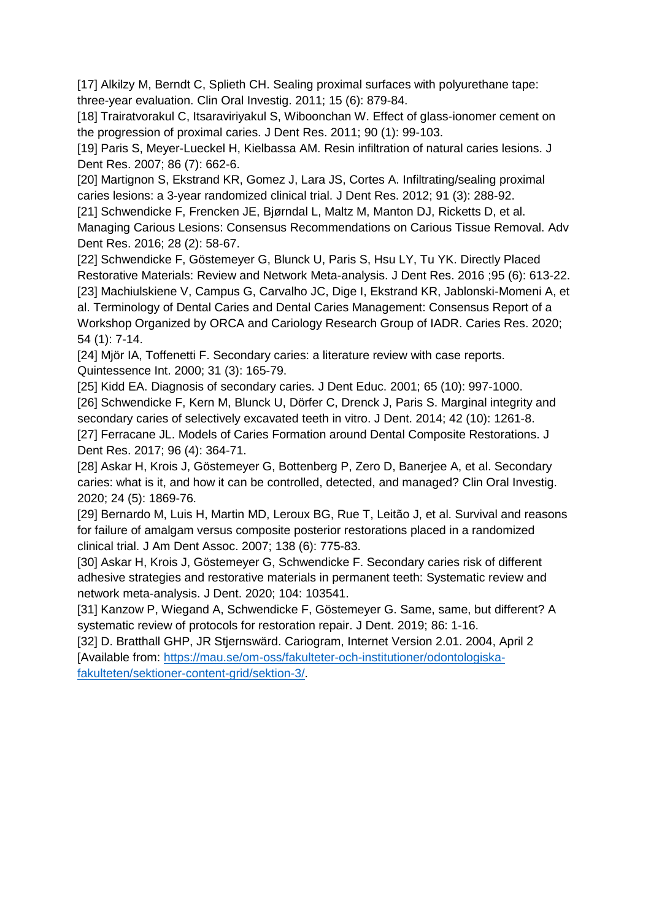[17] Alkilzy M, Berndt C, Splieth CH. Sealing proximal surfaces with polyurethane tape: three-year evaluation. Clin Oral Investig. 2011; 15 (6): 879-84.

[18] Trairatvorakul C, Itsaraviriyakul S, Wiboonchan W. Effect of glass-ionomer cement on the progression of proximal caries. J Dent Res. 2011; 90 (1): 99-103.

[19] Paris S, Meyer-Lueckel H, Kielbassa AM. Resin infiltration of natural caries lesions. J Dent Res. 2007; 86 (7): 662-6.

[20] Martignon S, Ekstrand KR, Gomez J, Lara JS, Cortes A. Infiltrating/sealing proximal caries lesions: a 3-year randomized clinical trial. J Dent Res. 2012; 91 (3): 288-92.

[21] Schwendicke F, Frencken JE, Bjørndal L, Maltz M, Manton DJ, Ricketts D, et al. Managing Carious Lesions: Consensus Recommendations on Carious Tissue Removal. Adv Dent Res. 2016; 28 (2): 58-67.

[22] Schwendicke F, Göstemeyer G, Blunck U, Paris S, Hsu LY, Tu YK. Directly Placed Restorative Materials: Review and Network Meta-analysis. J Dent Res. 2016 ;95 (6): 613-22.

[23] Machiulskiene V, Campus G, Carvalho JC, Dige I, Ekstrand KR, Jablonski-Momeni A, et al. Terminology of Dental Caries and Dental Caries Management: Consensus Report of a Workshop Organized by ORCA and Cariology Research Group of IADR. Caries Res. 2020; 54 (1): 7-14.

[24] Mjör IA, Toffenetti F. Secondary caries: a literature review with case reports. Quintessence Int. 2000; 31 (3): 165-79.

[25] Kidd EA. Diagnosis of secondary caries. J Dent Educ. 2001; 65 (10): 997-1000.

[26] Schwendicke F, Kern M, Blunck U, Dörfer C, Drenck J, Paris S. Marginal integrity and secondary caries of selectively excavated teeth in vitro. J Dent. 2014; 42 (10): 1261-8.

[27] Ferracane JL. Models of Caries Formation around Dental Composite Restorations. J Dent Res. 2017; 96 (4): 364-71.

[28] Askar H, Krois J, Göstemeyer G, Bottenberg P, Zero D, Banerjee A, et al. Secondary caries: what is it, and how it can be controlled, detected, and managed? Clin Oral Investig. 2020; 24 (5): 1869-76.

[29] Bernardo M, Luis H, Martin MD, Leroux BG, Rue T, Leitão J, et al. Survival and reasons for failure of amalgam versus composite posterior restorations placed in a randomized clinical trial. J Am Dent Assoc. 2007; 138 (6): 775-83.

[30] Askar H, Krois J, Göstemeyer G, Schwendicke F. Secondary caries risk of different adhesive strategies and restorative materials in permanent teeth: Systematic review and network meta-analysis. J Dent. 2020; 104: 103541.

[31] Kanzow P, Wiegand A, Schwendicke F, Göstemeyer G. Same, same, but different? A systematic review of protocols for restoration repair. J Dent. 2019; 86: 1-16.

[32] D. Bratthall GHP, JR Stjernswärd. Cariogram, Internet Version 2.01. 2004, April 2 [Available from: https://mau.se/om-oss/fakulteter-och-institutioner/odontologiska-fakulteten/sektioner-content-grid/sektion-3/.